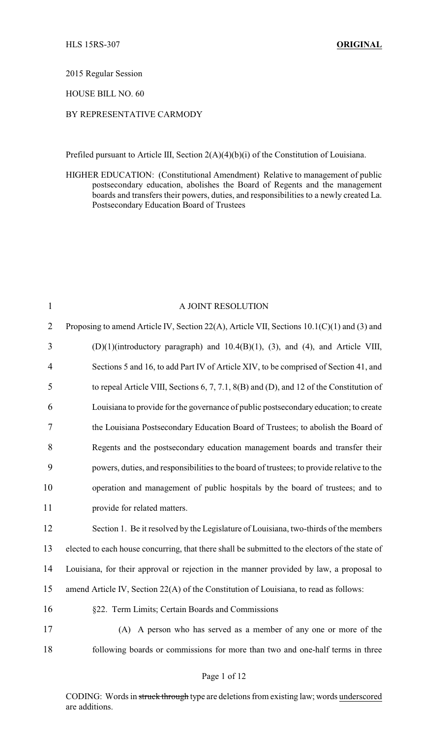HLS 15RS-307 **ORIGINAL**

2015 Regular Session

HOUSE BILL NO. 60

BY REPRESENTATIVE CARMODY

Prefiled pursuant to Article III, Section 2(A)(4)(b)(i) of the Constitution of Louisiana.

HIGHER EDUCATION: (Constitutional Amendment) Relative to management of public postsecondary education, abolishes the Board of Regents and the management boards and transfers their powers, duties, and responsibilities to a newly created La. Postsecondary Education Board of Trustees

A JOINT RESOLUTION

Proposing to amend Article IV, Section 22(A), Article VII, Sections 10.1(C)(1) and (3) and (D)(1)(introductory paragraph) and 10.4(B)(1), (3), and (4), and Article VIII, Sections 5 and 16, to add Part IV of Article XIV, to be comprised of Section 41, and to repeal Article VIII, Sections 6, 7, 7.1, 8(B) and (D), and 12 of the Constitution of Louisiana to provide for the governance of public postsecondary education; to create the Louisiana Postsecondary Education Board of Trustees; to abolish the Board of Regents and the postsecondary education management boards and transfer their powers, duties, and responsibilities to the board of trustees; to provide relative to the operation and management of public hospitals by the board of trustees; and to provide for related matters.

Section 1. Be it resolved by the Legislature of Louisiana, two-thirds of the members elected to each house concurring, that there shall be submitted to the electors of the state of Louisiana, for their approval or rejection in the manner provided by law, a proposal to amend Article IV, Section 22(A) of the Constitution of Louisiana, to read as follows:

§22. Term Limits; Certain Boards and Commissions

(A) A person who has served as a member of any one or more of the following boards or commissions for more than two and one-half terms in three

CODING: Words in ~~struck through~~ type are deletions from existing law; words underscored are additions.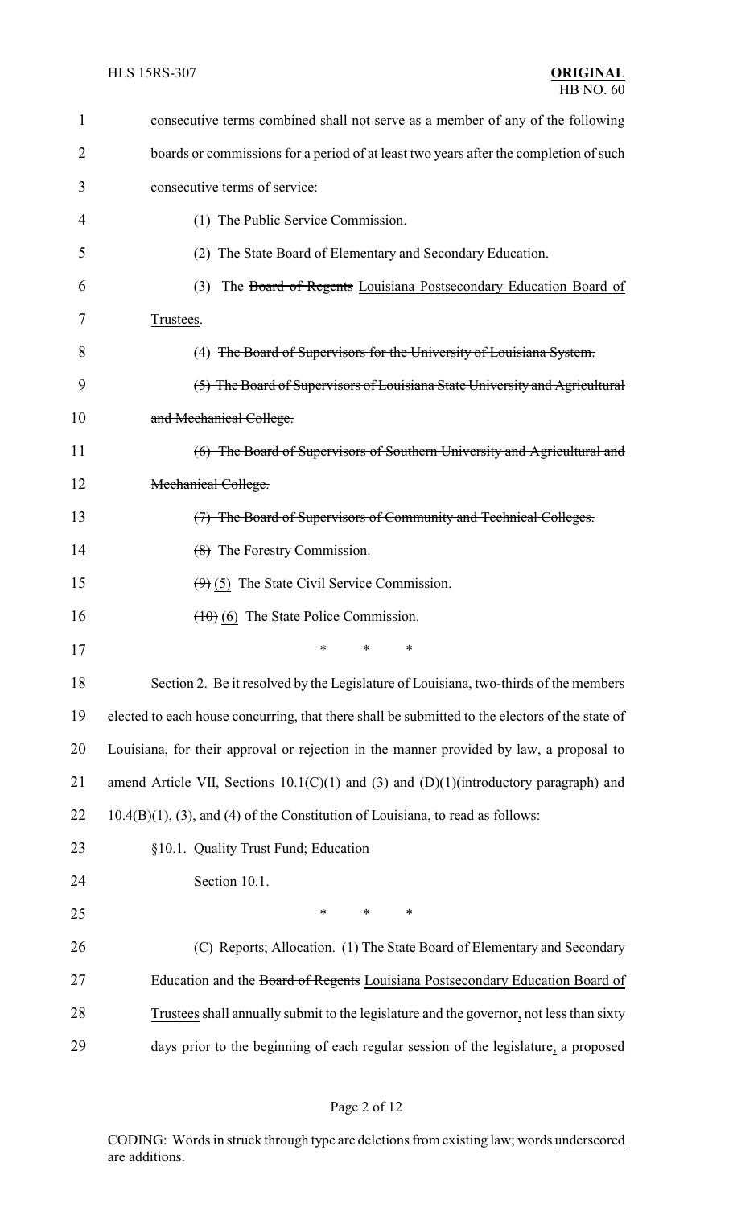consecutive terms combined shall not serve as a member of any of the following boards or commissions for a period of at least two years after the completion of such consecutive terms of service:

(1) The Public Service Commission.

(2) The State Board of Elementary and Secondary Education.

(3) The ~~Board of Regents~~ Louisiana Postsecondary Education Board of Trustees.

(4) ~~The Board of Supervisors for the University of Louisiana System.~~

~~(5) The Board of Supervisors of Louisiana State University and Agricultural and Mechanical College.~~

~~(6) The Board of Supervisors of Southern University and Agricultural and Mechanical College.~~

~~(7) The Board of Supervisors of Community and Technical Colleges.~~

~~(8)~~ The Forestry Commission.

~~(9)~~ (5) The State Civil Service Commission.

~~(10)~~ (6) The State Police Commission.

\* \* \*

Section 2. Be it resolved by the Legislature of Louisiana, two-thirds of the members elected to each house concurring, that there shall be submitted to the electors of the state of Louisiana, for their approval or rejection in the manner provided by law, a proposal to amend Article VII, Sections 10.1(C)(1) and (3) and (D)(1)(introductory paragraph) and 10.4(B)(1), (3), and (4) of the Constitution of Louisiana, to read as follows:

§10.1. Quality Trust Fund; Education

Section 10.1.

\* \* \*

(C) Reports; Allocation. (1) The State Board of Elementary and Secondary Education and the ~~Board of Regents~~ Louisiana Postsecondary Education Board of Trustees shall annually submit to the legislature and the governor, not less than sixty days prior to the beginning of each regular session of the legislature, a proposed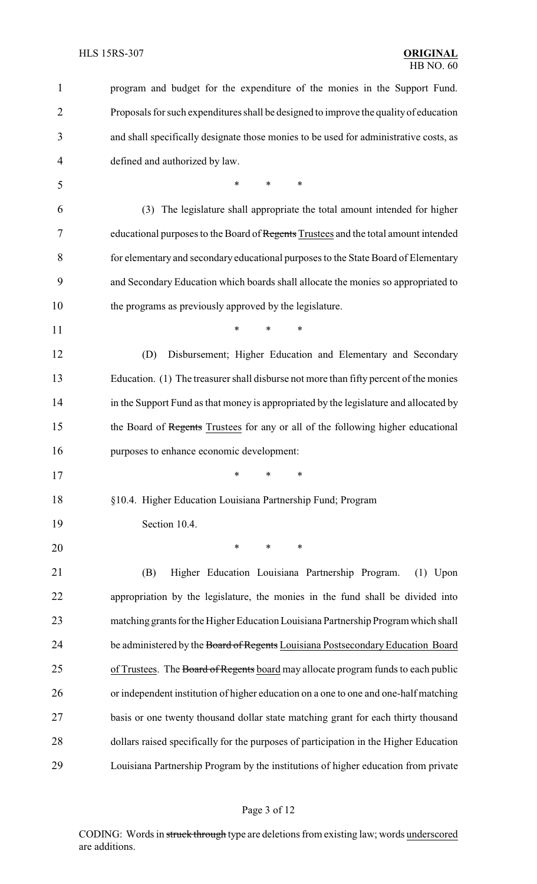program and budget for the expenditure of the monies in the Support Fund. Proposals for such expenditures shall be designed to improve the quality of education and shall specifically designate those monies to be used for administrative costs, as defined and authorized by law.

\* \* \*

(3) The legislature shall appropriate the total amount intended for higher educational purposes to the Board of ~~Regents~~ <u>Trustees</u> and the total amount intended for elementary and secondary educational purposes to the State Board of Elementary and Secondary Education which boards shall allocate the monies so appropriated to the programs as previously approved by the legislature.

\* \* \*

(D) Disbursement; Higher Education and Elementary and Secondary Education. (1) The treasurer shall disburse not more than fifty percent of the monies in the Support Fund as that money is appropriated by the legislature and allocated by the Board of ~~Regents~~ <u>Trustees</u> for any or all of the following higher educational purposes to enhance economic development:

\* \* \*

§10.4. Higher Education Louisiana Partnership Fund; Program

Section 10.4.

\* \* \*

(B) Higher Education Louisiana Partnership Program. (1) Upon appropriation by the legislature, the monies in the fund shall be divided into matching grants for the Higher Education Louisiana Partnership Program which shall be administered by the ~~Board of Regents~~ <u>Louisiana Postsecondary Education Board of Trustees</u>. The ~~Board of Regents~~ <u>board</u> may allocate program funds to each public or independent institution of higher education on a one to one and one-half matching basis or one twenty thousand dollar state matching grant for each thirty thousand dollars raised specifically for the purposes of participation in the Higher Education Louisiana Partnership Program by the institutions of higher education from private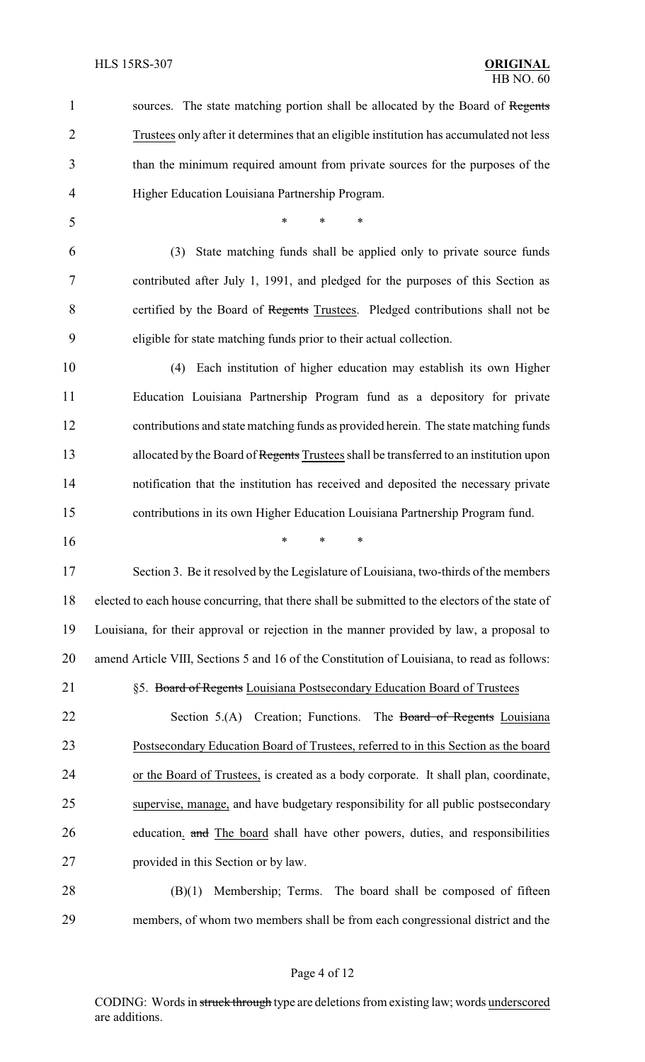sources. The state matching portion shall be allocated by the Board of ~~Regents~~ <u>Trustees</u> only after it determines that an eligible institution has accumulated not less than the minimum required amount from private sources for the purposes of the Higher Education Louisiana Partnership Program.

\* \* \*

(3) State matching funds shall be applied only to private source funds contributed after July 1, 1991, and pledged for the purposes of this Section as certified by the Board of ~~Regents~~ <u>Trustees</u>. Pledged contributions shall not be eligible for state matching funds prior to their actual collection.

(4) Each institution of higher education may establish its own Higher Education Louisiana Partnership Program fund as a depository for private contributions and state matching funds as provided herein. The state matching funds allocated by the Board of ~~Regents~~ <u>Trustees</u> shall be transferred to an institution upon notification that the institution has received and deposited the necessary private contributions in its own Higher Education Louisiana Partnership Program fund.

\* \* \*

Section 3. Be it resolved by the Legislature of Louisiana, two-thirds of the members elected to each house concurring, that there shall be submitted to the electors of the state of Louisiana, for their approval or rejection in the manner provided by law, a proposal to amend Article VIII, Sections 5 and 16 of the Constitution of Louisiana, to read as follows:

§5. ~~Board of Regents~~ <u>Louisiana Postsecondary Education Board of Trustees</u>

Section 5.(A) Creation; Functions. The ~~Board of Regents~~ <u>Louisiana Postsecondary Education Board of Trustees, referred to in this Section as the board or the Board of Trustees,</u> is created as a body corporate. It shall plan, coordinate, <u>supervise, manage,</u> and have budgetary responsibility for all public postsecondary education<u>.</u> ~~and~~ <u>The board</u> shall have other powers, duties, and responsibilities provided in this Section or by law.

(B)(1) Membership; Terms. The board shall be composed of fifteen members, of whom two members shall be from each congressional district and the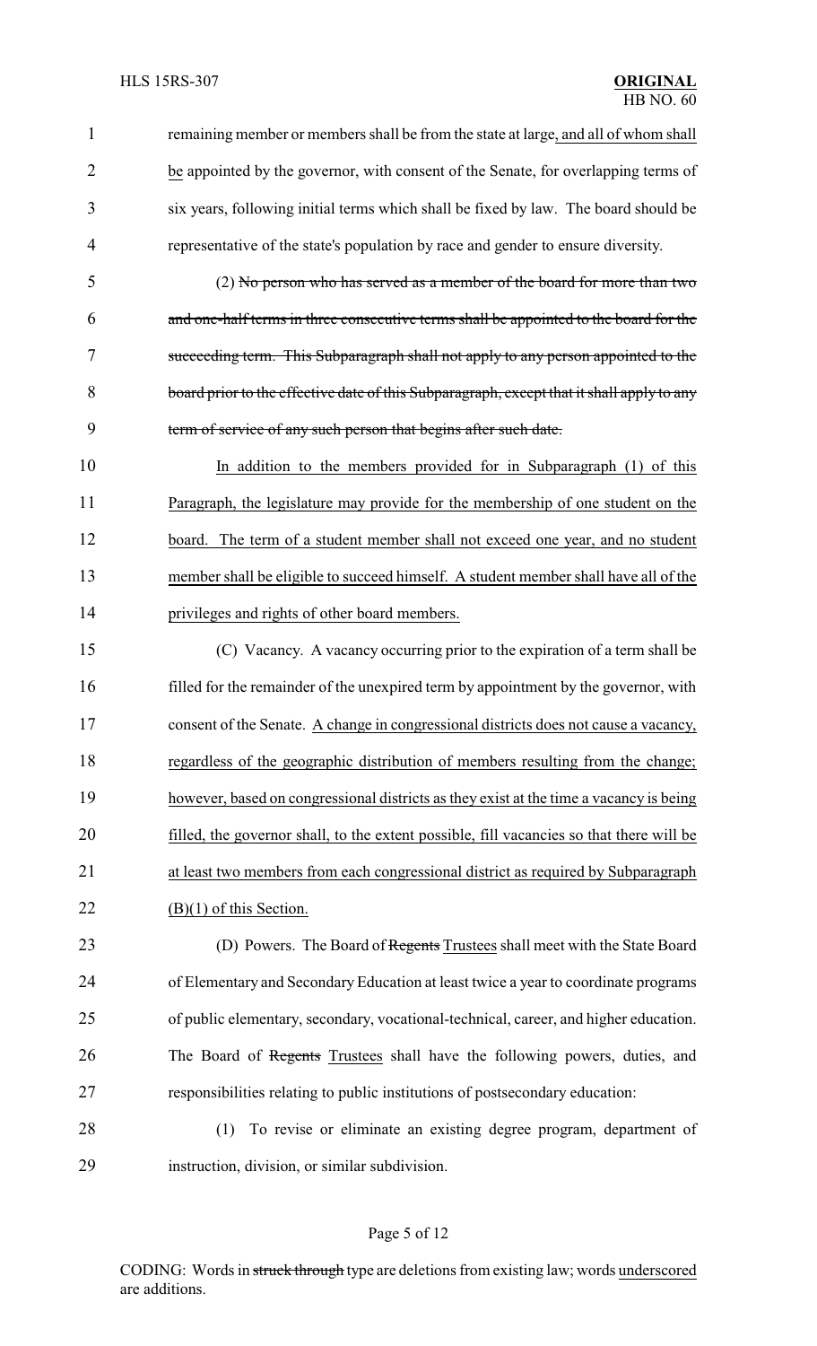remaining member or members shall be from the state at large, and all of whom shall be appointed by the governor, with consent of the Senate, for overlapping terms of six years, following initial terms which shall be fixed by law. The board should be representative of the state's population by race and gender to ensure diversity.

(2) ~~No person who has served as a member of the board for more than two and one-half terms in three consecutive terms shall be appointed to the board for the succeeding term. This Subparagraph shall not apply to any person appointed to the board prior to the effective date of this Subparagraph, except that it shall apply to any term of service of any such person that begins after such date.~~

In addition to the members provided for in Subparagraph (1) of this Paragraph, the legislature may provide for the membership of one student on the board. The term of a student member shall not exceed one year, and no student member shall be eligible to succeed himself. A student member shall have all of the privileges and rights of other board members.

(C) Vacancy. A vacancy occurring prior to the expiration of a term shall be filled for the remainder of the unexpired term by appointment by the governor, with consent of the Senate. A change in congressional districts does not cause a vacancy, regardless of the geographic distribution of members resulting from the change; however, based on congressional districts as they exist at the time a vacancy is being filled, the governor shall, to the extent possible, fill vacancies so that there will be at least two members from each congressional district as required by Subparagraph (B)(1) of this Section.

(D) Powers. The Board of ~~Regents~~ Trustees shall meet with the State Board of Elementary and Secondary Education at least twice a year to coordinate programs of public elementary, secondary, vocational-technical, career, and higher education. The Board of ~~Regents~~ Trustees shall have the following powers, duties, and responsibilities relating to public institutions of postsecondary education:

(1) To revise or eliminate an existing degree program, department of instruction, division, or similar subdivision.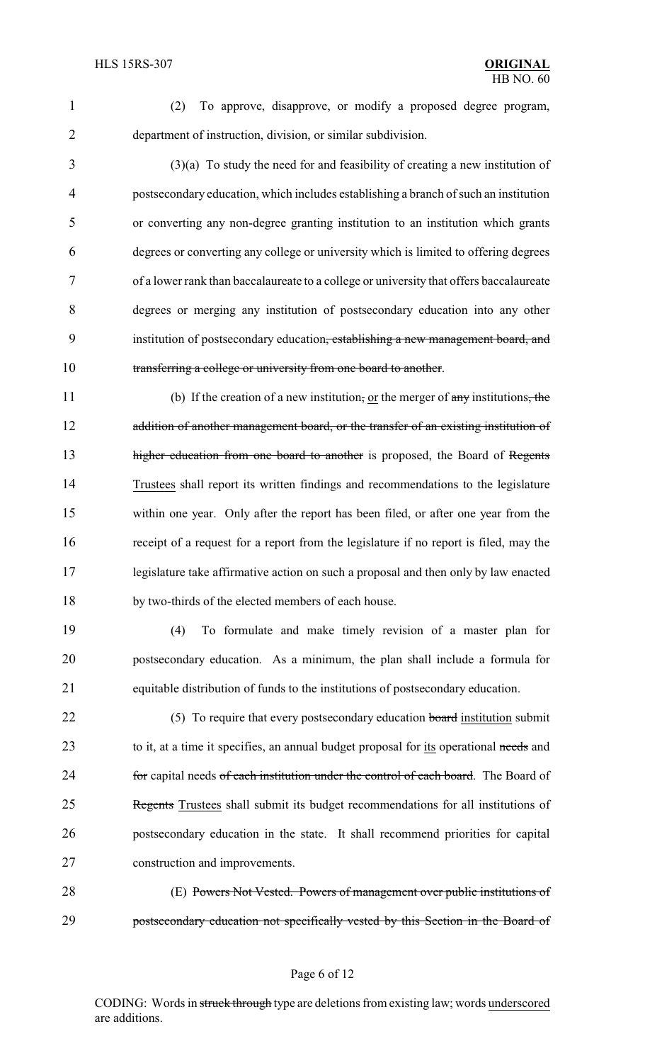(2) To approve, disapprove, or modify a proposed degree program, department of instruction, division, or similar subdivision.

(3)(a) To study the need for and feasibility of creating a new institution of postsecondary education, which includes establishing a branch of such an institution or converting any non-degree granting institution to an institution which grants degrees or converting any college or university which is limited to offering degrees of a lower rank than baccalaureate to a college or university that offers baccalaureate degrees or merging any institution of postsecondary education into any other institution of postsecondary education~~, establishing a new management board, and transferring a college or university from one board to another~~.

(b) If the creation of a new institution~~,~~ <u>or</u> the merger of ~~any~~ institutions~~, the addition of another management board, or the transfer of an existing institution of higher education from one board to another~~ is proposed, the Board of ~~Regents~~ <u>Trustees</u> shall report its written findings and recommendations to the legislature within one year. Only after the report has been filed, or after one year from the receipt of a request for a report from the legislature if no report is filed, may the legislature take affirmative action on such a proposal and then only by law enacted by two-thirds of the elected members of each house.

(4) To formulate and make timely revision of a master plan for postsecondary education. As a minimum, the plan shall include a formula for equitable distribution of funds to the institutions of postsecondary education.

(5) To require that every postsecondary education ~~board~~ <u>institution</u> submit to it, at a time it specifies, an annual budget proposal for <u>its</u> operational ~~needs~~ and ~~for~~ capital needs ~~of each institution under the control of each board~~. The Board of ~~Regents~~ <u>Trustees</u> shall submit its budget recommendations for all institutions of postsecondary education in the state. It shall recommend priorities for capital construction and improvements.

(E) ~~Powers Not Vested. Powers of management over public institutions of postsecondary education not specifically vested by this Section in the Board of~~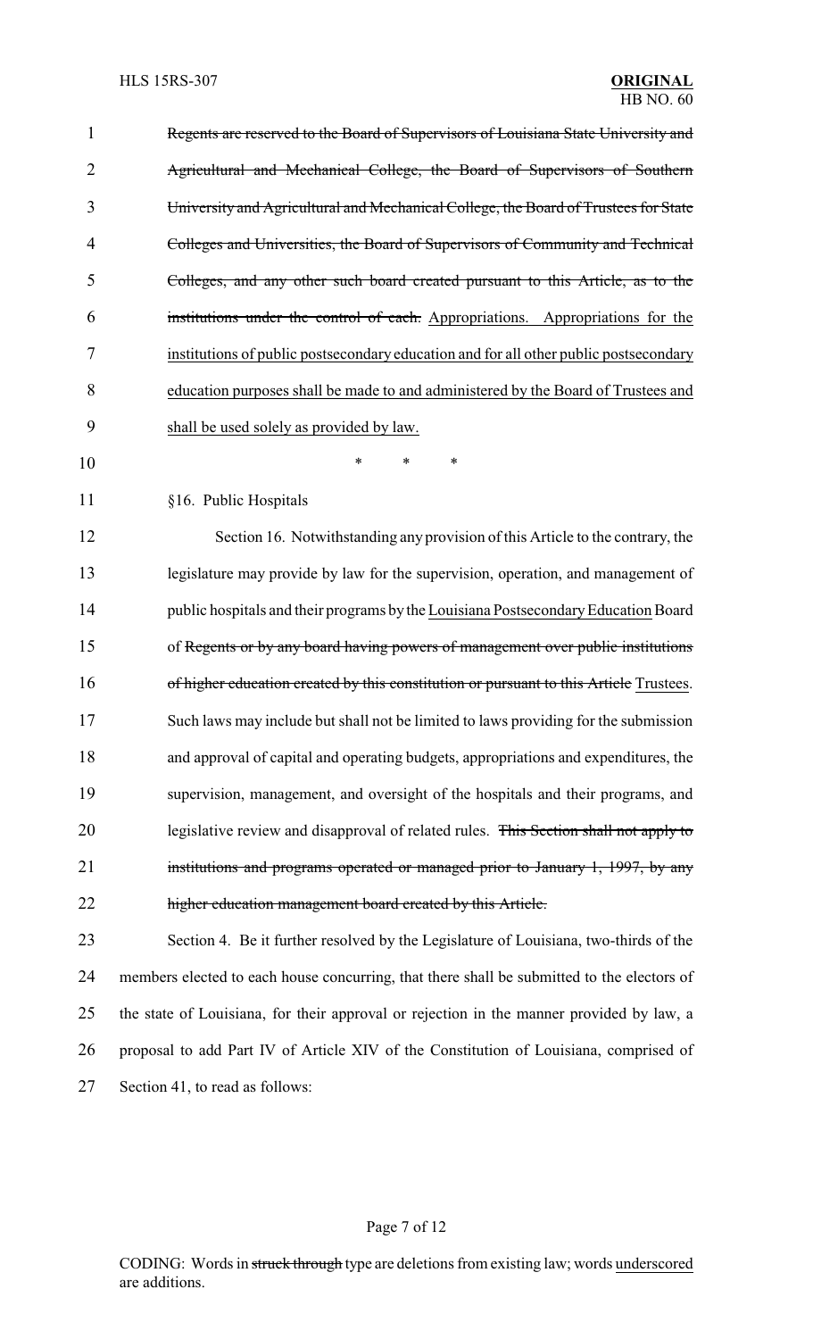~~Regents are reserved to the Board of Supervisors of Louisiana State University and Agricultural and Mechanical College, the Board of Supervisors of Southern University and Agricultural and Mechanical College, the Board of Trustees for State Colleges and Universities, the Board of Supervisors of Community and Technical Colleges, and any other such board created pursuant to this Article, as to the institutions under the control of each.~~ <u>Appropriations. Appropriations for the institutions of public postsecondary education and for all other public postsecondary education purposes shall be made to and administered by the Board of Trustees and shall be used solely as provided by law.</u>

\* \* \*

§16. Public Hospitals

Section 16. Notwithstanding any provision of this Article to the contrary, the legislature may provide by law for the supervision, operation, and management of public hospitals and their programs by the <u>Louisiana Postsecondary Education</u> Board of ~~Regents or by any board having powers of management over public institutions of higher education created by this constitution or pursuant to this Article~~ <u>Trustees</u>. Such laws may include but shall not be limited to laws providing for the submission and approval of capital and operating budgets, appropriations and expenditures, the supervision, management, and oversight of the hospitals and their programs, and legislative review and disapproval of related rules. ~~This Section shall not apply to institutions and programs operated or managed prior to January 1, 1997, by any higher education management board created by this Article.~~

Section 4. Be it further resolved by the Legislature of Louisiana, two-thirds of the members elected to each house concurring, that there shall be submitted to the electors of the state of Louisiana, for their approval or rejection in the manner provided by law, a proposal to add Part IV of Article XIV of the Constitution of Louisiana, comprised of Section 41, to read as follows:

CODING: Words in ~~struck through~~ type are deletions from existing law; words <u>underscored</u> are additions.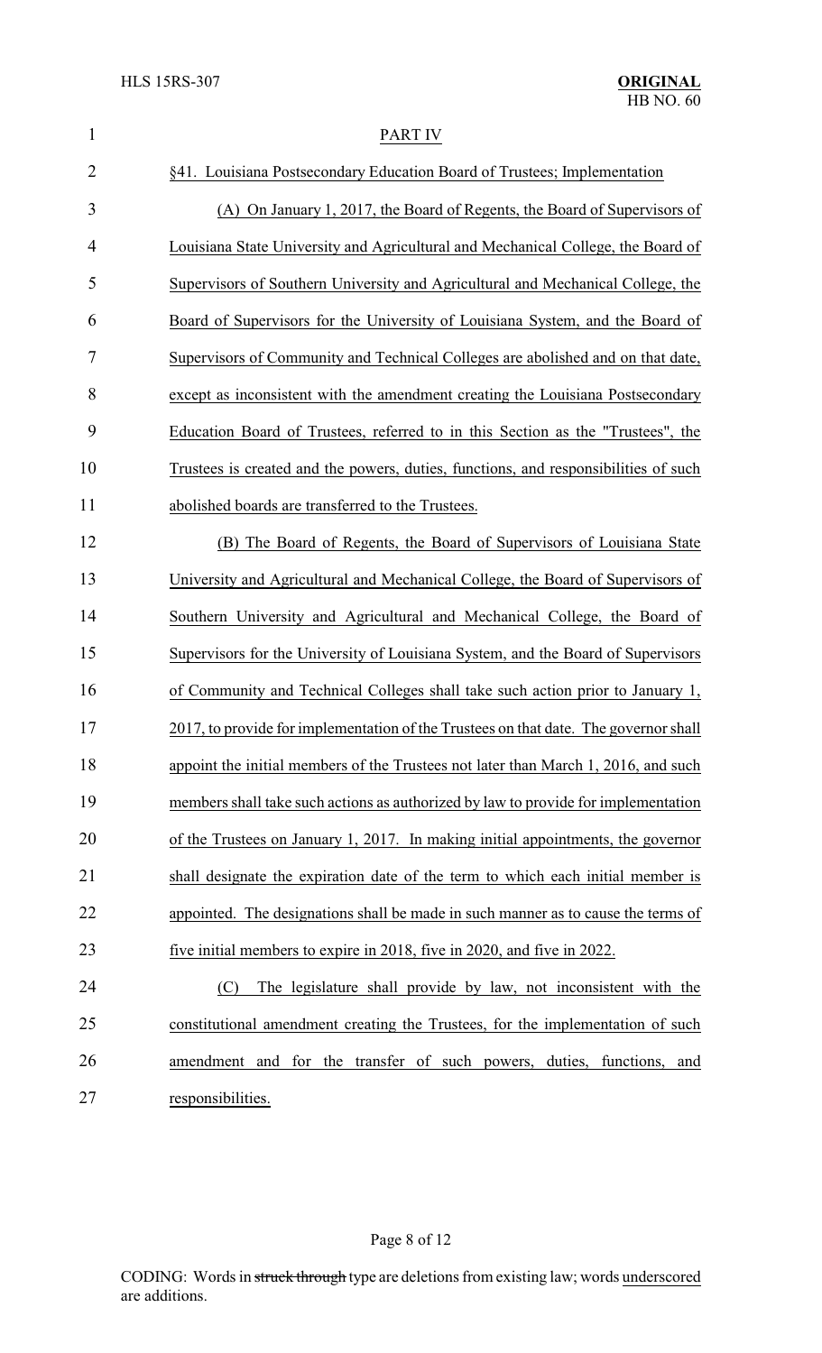PART IV

§41. Louisiana Postsecondary Education Board of Trustees; Implementation

(A) On January 1, 2017, the Board of Regents, the Board of Supervisors of Louisiana State University and Agricultural and Mechanical College, the Board of Supervisors of Southern University and Agricultural and Mechanical College, the Board of Supervisors for the University of Louisiana System, and the Board of Supervisors of Community and Technical Colleges are abolished and on that date, except as inconsistent with the amendment creating the Louisiana Postsecondary Education Board of Trustees, referred to in this Section as the "Trustees", the Trustees is created and the powers, duties, functions, and responsibilities of such abolished boards are transferred to the Trustees.

(B) The Board of Regents, the Board of Supervisors of Louisiana State University and Agricultural and Mechanical College, the Board of Supervisors of Southern University and Agricultural and Mechanical College, the Board of Supervisors for the University of Louisiana System, and the Board of Supervisors of Community and Technical Colleges shall take such action prior to January 1, 2017, to provide for implementation of the Trustees on that date. The governor shall appoint the initial members of the Trustees not later than March 1, 2016, and such members shall take such actions as authorized by law to provide for implementation of the Trustees on January 1, 2017. In making initial appointments, the governor shall designate the expiration date of the term to which each initial member is appointed. The designations shall be made in such manner as to cause the terms of five initial members to expire in 2018, five in 2020, and five in 2022.

(C) The legislature shall provide by law, not inconsistent with the constitutional amendment creating the Trustees, for the implementation of such amendment and for the transfer of such powers, duties, functions, and responsibilities.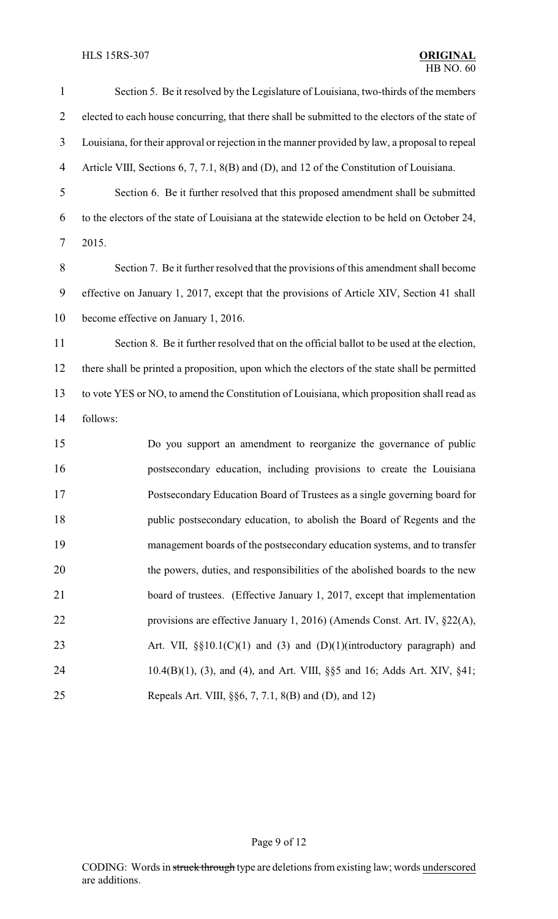Section 5. Be it resolved by the Legislature of Louisiana, two-thirds of the members elected to each house concurring, that there shall be submitted to the electors of the state of Louisiana, for their approval or rejection in the manner provided by law, a proposal to repeal Article VIII, Sections 6, 7, 7.1, 8(B) and (D), and 12 of the Constitution of Louisiana.

Section 6. Be it further resolved that this proposed amendment shall be submitted to the electors of the state of Louisiana at the statewide election to be held on October 24, 2015.

Section 7. Be it further resolved that the provisions of this amendment shall become effective on January 1, 2017, except that the provisions of Article XIV, Section 41 shall become effective on January 1, 2016.

Section 8. Be it further resolved that on the official ballot to be used at the election, there shall be printed a proposition, upon which the electors of the state shall be permitted to vote YES or NO, to amend the Constitution of Louisiana, which proposition shall read as follows:

> Do you support an amendment to reorganize the governance of public postsecondary education, including provisions to create the Louisiana Postsecondary Education Board of Trustees as a single governing board for public postsecondary education, to abolish the Board of Regents and the management boards of the postsecondary education systems, and to transfer the powers, duties, and responsibilities of the abolished boards to the new board of trustees. (Effective January 1, 2017, except that implementation provisions are effective January 1, 2016) (Amends Const. Art. IV, §22(A), Art. VII, §§10.1(C)(1) and (3) and (D)(1)(introductory paragraph) and 10.4(B)(1), (3), and (4), and Art. VIII, §§5 and 16; Adds Art. XIV, §41; Repeals Art. VIII, §§6, 7, 7.1, 8(B) and (D), and 12)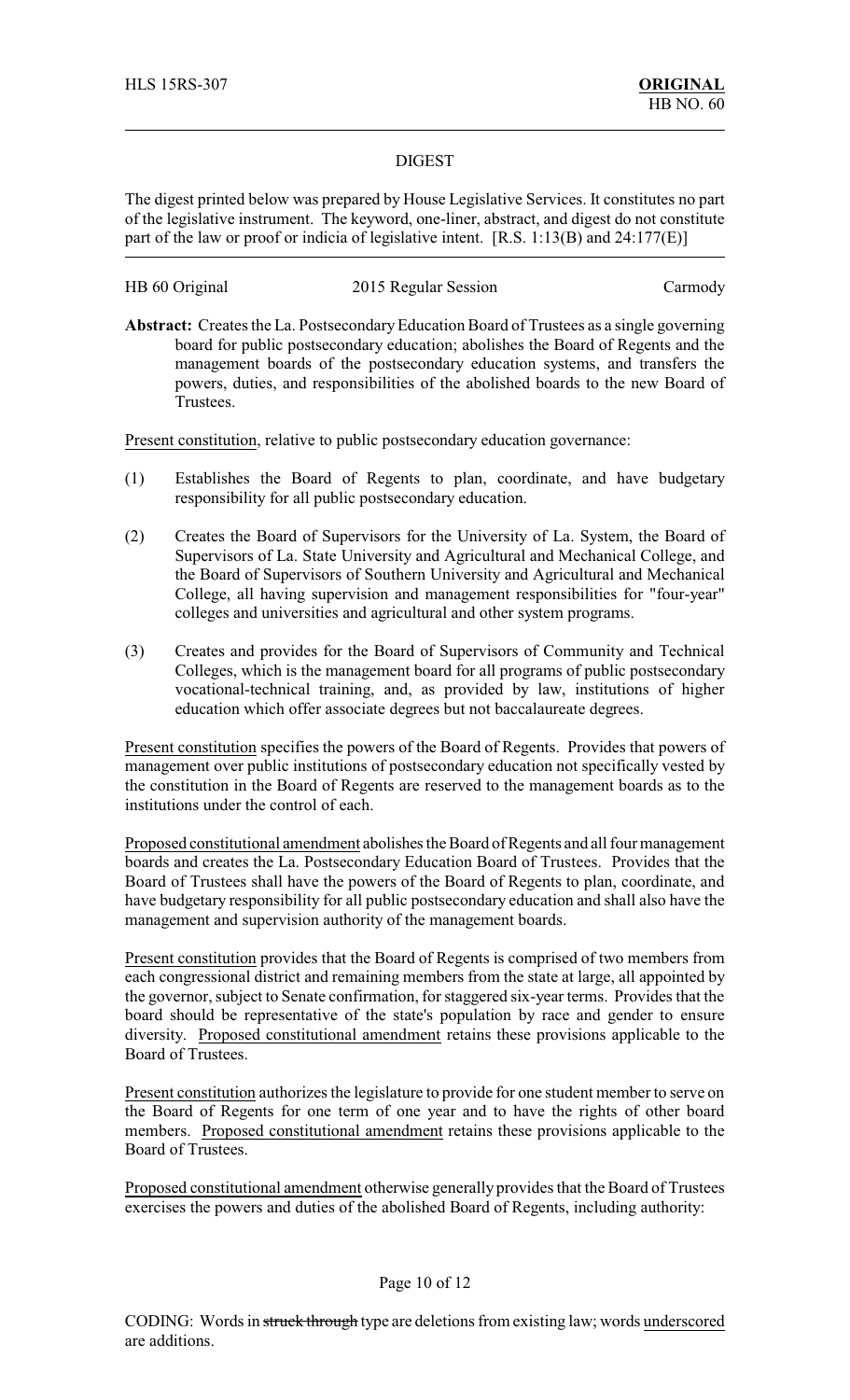## DIGEST

The digest printed below was prepared by House Legislative Services. It constitutes no part of the legislative instrument. The keyword, one-liner, abstract, and digest do not constitute part of the law or proof or indicia of legislative intent. [R.S. 1:13(B) and 24:177(E)]

| HB 60 Original | 2015 Regular Session | Carmody |
|---|---|---|

**Abstract:** Creates the La. Postsecondary Education Board of Trustees as a single governing board for public postsecondary education; abolishes the Board of Regents and the management boards of the postsecondary education systems, and transfers the powers, duties, and responsibilities of the abolished boards to the new Board of Trustees.

Present constitution, relative to public postsecondary education governance:

(1) Establishes the Board of Regents to plan, coordinate, and have budgetary responsibility for all public postsecondary education.

(2) Creates the Board of Supervisors for the University of La. System, the Board of Supervisors of La. State University and Agricultural and Mechanical College, and the Board of Supervisors of Southern University and Agricultural and Mechanical College, all having supervision and management responsibilities for "four-year" colleges and universities and agricultural and other system programs.

(3) Creates and provides for the Board of Supervisors of Community and Technical Colleges, which is the management board for all programs of public postsecondary vocational-technical training, and, as provided by law, institutions of higher education which offer associate degrees but not baccalaureate degrees.

Present constitution specifies the powers of the Board of Regents. Provides that powers of management over public institutions of postsecondary education not specifically vested by the constitution in the Board of Regents are reserved to the management boards as to the institutions under the control of each.

Proposed constitutional amendment abolishes the Board of Regents and all four management boards and creates the La. Postsecondary Education Board of Trustees. Provides that the Board of Trustees shall have the powers of the Board of Regents to plan, coordinate, and have budgetary responsibility for all public postsecondary education and shall also have the management and supervision authority of the management boards.

Present constitution provides that the Board of Regents is comprised of two members from each congressional district and remaining members from the state at large, all appointed by the governor, subject to Senate confirmation, for staggered six-year terms. Provides that the board should be representative of the state's population by race and gender to ensure diversity. Proposed constitutional amendment retains these provisions applicable to the Board of Trustees.

Present constitution authorizes the legislature to provide for one student member to serve on the Board of Regents for one term of one year and to have the rights of other board members. Proposed constitutional amendment retains these provisions applicable to the Board of Trustees.

Proposed constitutional amendment otherwise generally provides that the Board of Trustees exercises the powers and duties of the abolished Board of Regents, including authority:

CODING: Words in ~~struck through~~ type are deletions from existing law; words underscored are additions.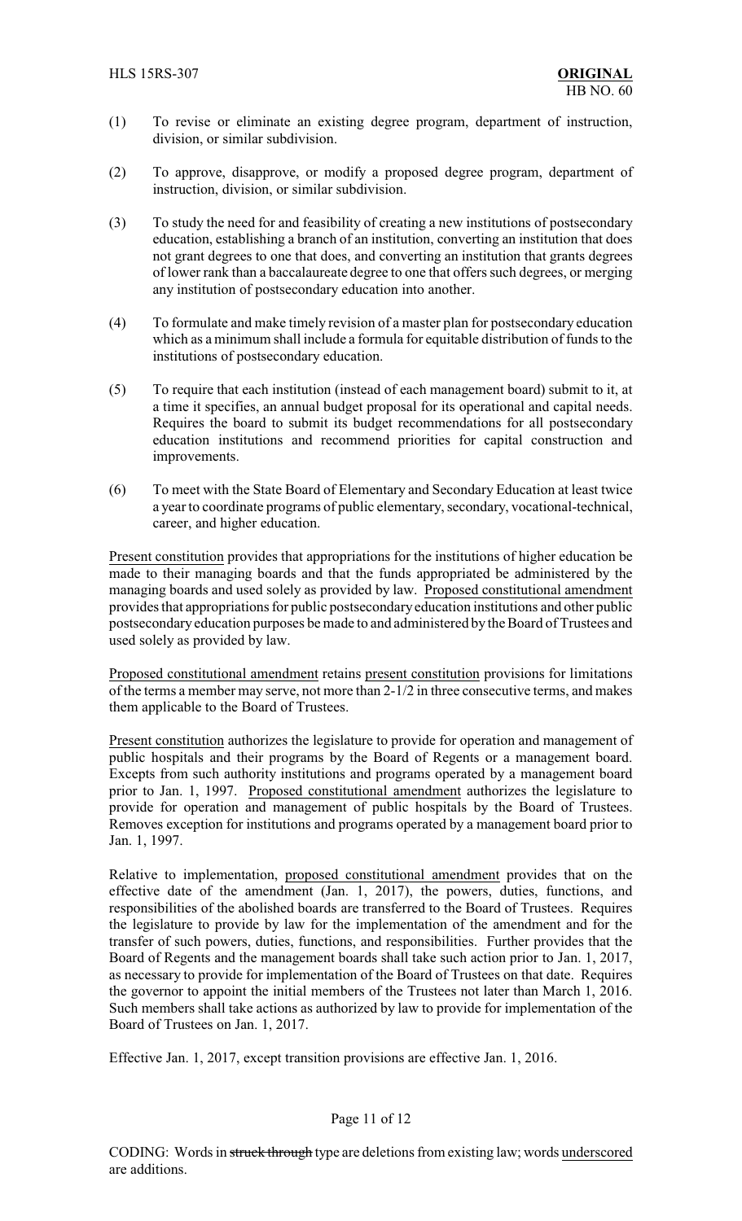(1) To revise or eliminate an existing degree program, department of instruction, division, or similar subdivision.

(2) To approve, disapprove, or modify a proposed degree program, department of instruction, division, or similar subdivision.

(3) To study the need for and feasibility of creating a new institutions of postsecondary education, establishing a branch of an institution, converting an institution that does not grant degrees to one that does, and converting an institution that grants degrees of lower rank than a baccalaureate degree to one that offers such degrees, or merging any institution of postsecondary education into another.

(4) To formulate and make timely revision of a master plan for postsecondary education which as a minimum shall include a formula for equitable distribution of funds to the institutions of postsecondary education.

(5) To require that each institution (instead of each management board) submit to it, at a time it specifies, an annual budget proposal for its operational and capital needs. Requires the board to submit its budget recommendations for all postsecondary education institutions and recommend priorities for capital construction and improvements.

(6) To meet with the State Board of Elementary and Secondary Education at least twice a year to coordinate programs of public elementary, secondary, vocational-technical, career, and higher education.

Present constitution provides that appropriations for the institutions of higher education be made to their managing boards and that the funds appropriated be administered by the managing boards and used solely as provided by law. Proposed constitutional amendment provides that appropriations for public postsecondary education institutions and other public postsecondary education purposes be made to and administered by the Board of Trustees and used solely as provided by law.

Proposed constitutional amendment retains present constitution provisions for limitations of the terms a member may serve, not more than 2-1/2 in three consecutive terms, and makes them applicable to the Board of Trustees.

Present constitution authorizes the legislature to provide for operation and management of public hospitals and their programs by the Board of Regents or a management board. Excepts from such authority institutions and programs operated by a management board prior to Jan. 1, 1997. Proposed constitutional amendment authorizes the legislature to provide for operation and management of public hospitals by the Board of Trustees. Removes exception for institutions and programs operated by a management board prior to Jan. 1, 1997.

Relative to implementation, proposed constitutional amendment provides that on the effective date of the amendment (Jan. 1, 2017), the powers, duties, functions, and responsibilities of the abolished boards are transferred to the Board of Trustees. Requires the legislature to provide by law for the implementation of the amendment and for the transfer of such powers, duties, functions, and responsibilities. Further provides that the Board of Regents and the management boards shall take such action prior to Jan. 1, 2017, as necessary to provide for implementation of the Board of Trustees on that date. Requires the governor to appoint the initial members of the Trustees not later than March 1, 2016. Such members shall take actions as authorized by law to provide for implementation of the Board of Trustees on Jan. 1, 2017.

Effective Jan. 1, 2017, except transition provisions are effective Jan. 1, 2016.

CODING: Words in ~~struck through~~ type are deletions from existing law; words underscored are additions.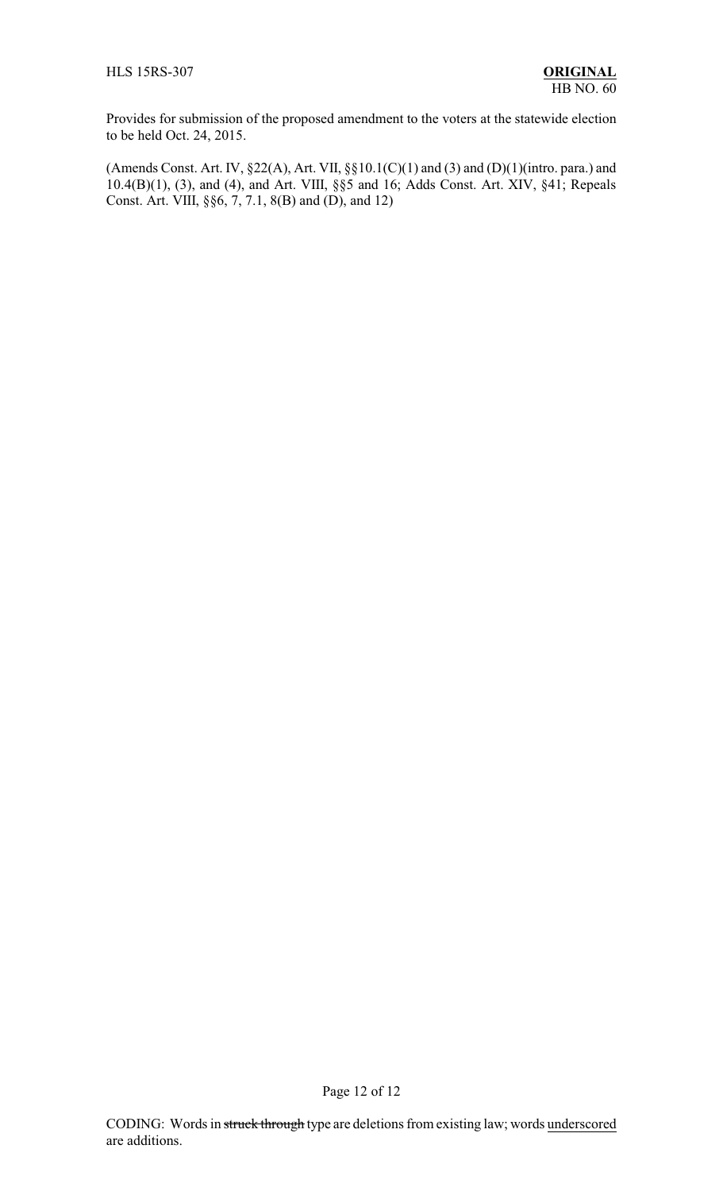Provides for submission of the proposed amendment to the voters at the statewide election to be held Oct. 24, 2015.

(Amends Const. Art. IV, §22(A), Art. VII, §§10.1(C)(1) and (3) and (D)(1)(intro. para.) and 10.4(B)(1), (3), and (4), and Art. VIII, §§5 and 16; Adds Const. Art. XIV, §41; Repeals Const. Art. VIII, §§6, 7, 7.1, 8(B) and (D), and 12)